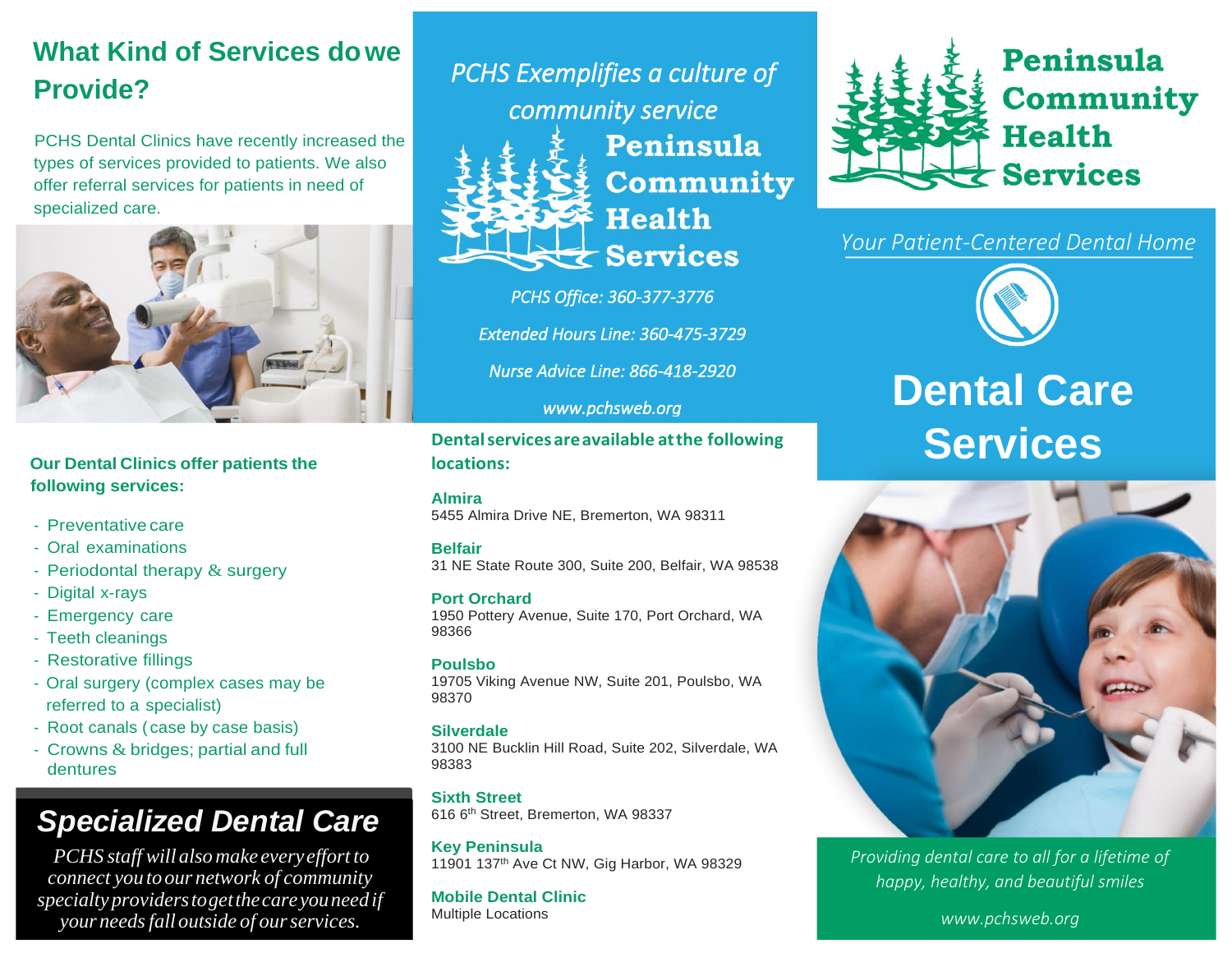## What Kind of Services do we Provide?

PCHS Dental Clinics have recently increased the types of services provided to patients. We also offer referral services for patients in need of specialized care.

**Our Dental Clinics offer patients the following services:**

- Preventative care
- Oral examinations
- Periodontal therapy & surgery
- Digital x-rays
- Emergency care
- Teeth cleanings
- Restorative fillings
- Oral surgery (complex cases may be referred to a specialist)
- Root canals (case by case basis)
- Crowns & bridges; partial and full dentures

## *Specialized Dental Care*

*PCHS staff will also make every effort to connect you to our network of community specialty providers to get the care you need if your needs fall outside of our services.*

*PCHS Exemplifies a culture of community service*

**Peninsula Community Health Services**

*PCHS Office: 360-377-3776*

*Extended Hours Line: 360-475-3729*

*Nurse Advice Line: 866-418-2920*

*www.pchsweb.org*

**Dental services are available at the following locations:**

**Almira**
5455 Almira Drive NE, Bremerton, WA 98311

**Belfair**
31 NE State Route 300, Suite 200, Belfair, WA 98538

**Port Orchard**
1950 Pottery Avenue, Suite 170, Port Orchard, WA 98366

**Poulsbo**
19705 Viking Avenue NW, Suite 201, Poulsbo, WA 98370

**Silverdale**
3100 NE Bucklin Hill Road, Suite 202, Silverdale, WA 98383

**Sixth Street**
616 6th Street, Bremerton, WA 98337

**Key Peninsula**
11901 137th Ave Ct NW, Gig Harbor, WA 98329

**Mobile Dental Clinic**
Multiple Locations

**Peninsula Community Health Services**

*Your Patient-Centered Dental Home*

# Dental Care Services

*Providing dental care to all for a lifetime of happy, healthy, and beautiful smiles*

*www.pchsweb.org*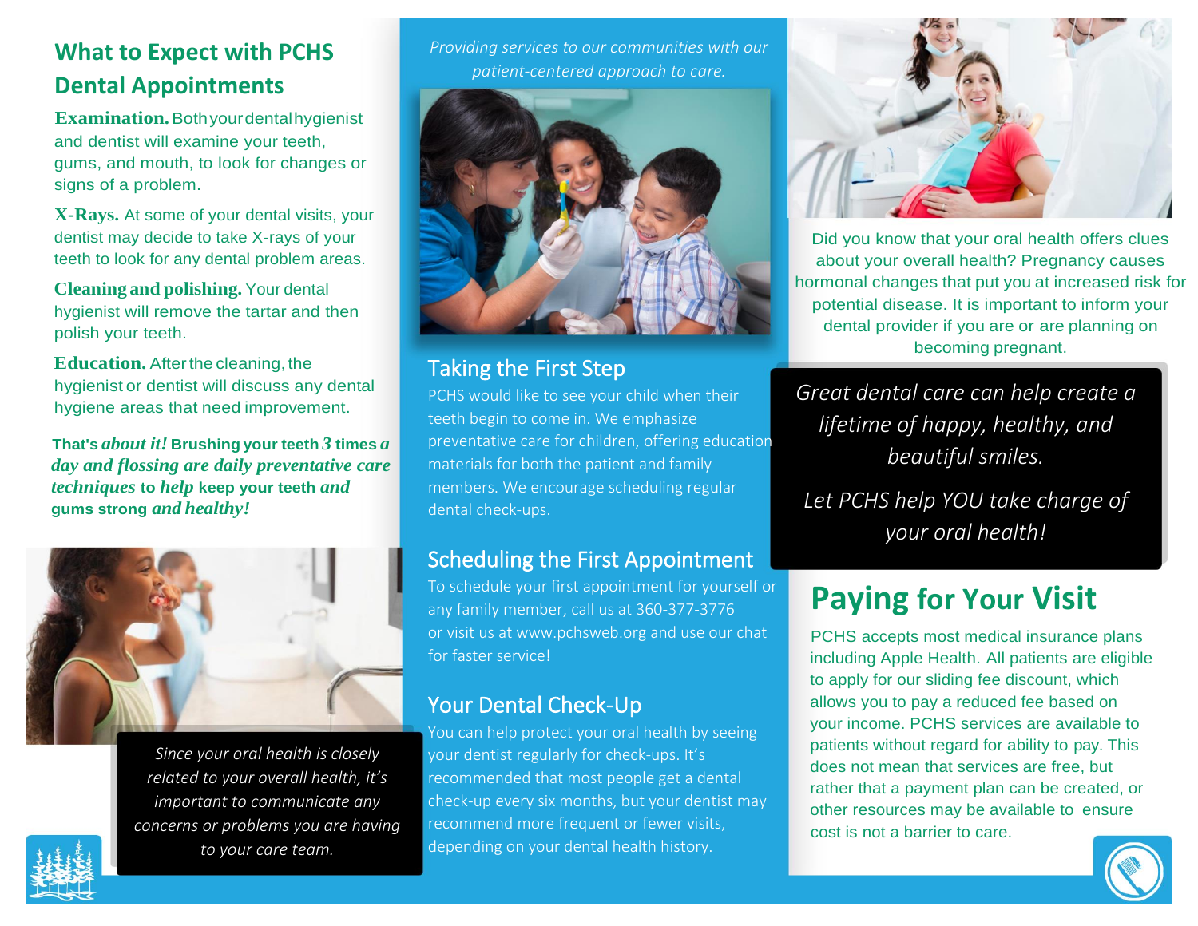## What to Expect with PCHS Dental Appointments

**Examination.** Both your dental hygienist and dentist will examine your teeth, gums, and mouth, to look for changes or signs of a problem.

**X-Rays.** At some of your dental visits, your dentist may decide to take X-rays of your teeth to look for any dental problem areas.

**Cleaning and polishing.** Your dental hygienist will remove the tartar and then polish your teeth.

**Education.** After the cleaning, the hygienist or dentist will discuss any dental hygiene areas that need improvement.

**That's *about it!* Brushing your teeth *3* times *a day and flossing are daily preventative care techniques* to *help* keep your teeth *and* gums strong *and healthy!***

*Since your oral health is closely related to your overall health, it's important to communicate any concerns or problems you are having to your care team.*

*Providing services to our communities with our patient-centered approach to care.*

### Taking the First Step

PCHS would like to see your child when their teeth begin to come in. We emphasize preventative care for children, offering education materials for both the patient and family members. We encourage scheduling regular dental check-ups.

### Scheduling the First Appointment

To schedule your first appointment for yourself or any family member, call us at 360-377-3776 or visit us at www.pchsweb.org and use our chat for faster service!

### Your Dental Check-Up

You can help protect your oral health by seeing your dentist regularly for check-ups. It's recommended that most people get a dental check-up every six months, but your dentist may recommend more frequent or fewer visits, depending on your dental health history.

Did you know that your oral health offers clues about your overall health? Pregnancy causes hormonal changes that put you at increased risk for potential disease. It is important to inform your dental provider if you are or are planning on becoming pregnant.

*Great dental care can help create a lifetime of happy, healthy, and beautiful smiles.*

*Let PCHS help YOU take charge of your oral health!*

## Paying for Your Visit

PCHS accepts most medical insurance plans including Apple Health. All patients are eligible to apply for our sliding fee discount, which allows you to pay a reduced fee based on your income. PCHS services are available to patients without regard for ability to pay. This does not mean that services are free, but rather that a payment plan can be created, or other resources may be available to ensure cost is not a barrier to care.